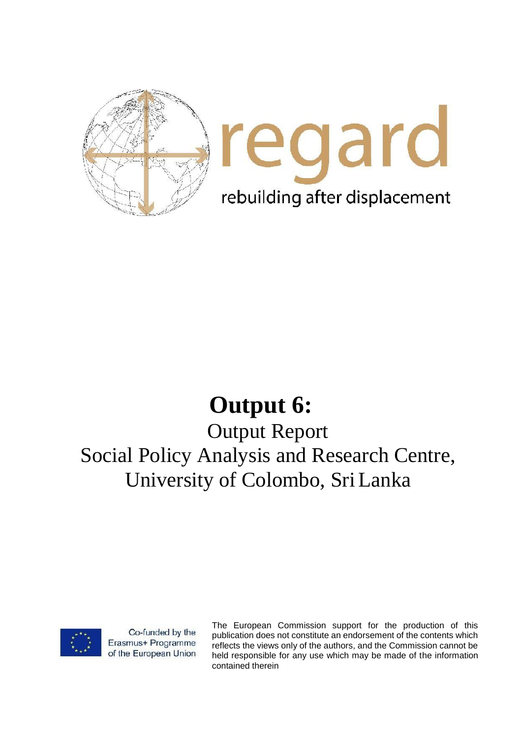regard

rebuilding after displacement

# Output 6:

## Output Report

## Social Policy Analysis and Research Centre, University of Colombo, Sri Lanka

Co-funded by the Erasmus+ Programme of the European Union

The European Commission support for the production of this publication does not constitute an endorsement of the contents which reflects the views only of the authors, and the Commission cannot be held responsible for any use which may be made of the information contained therein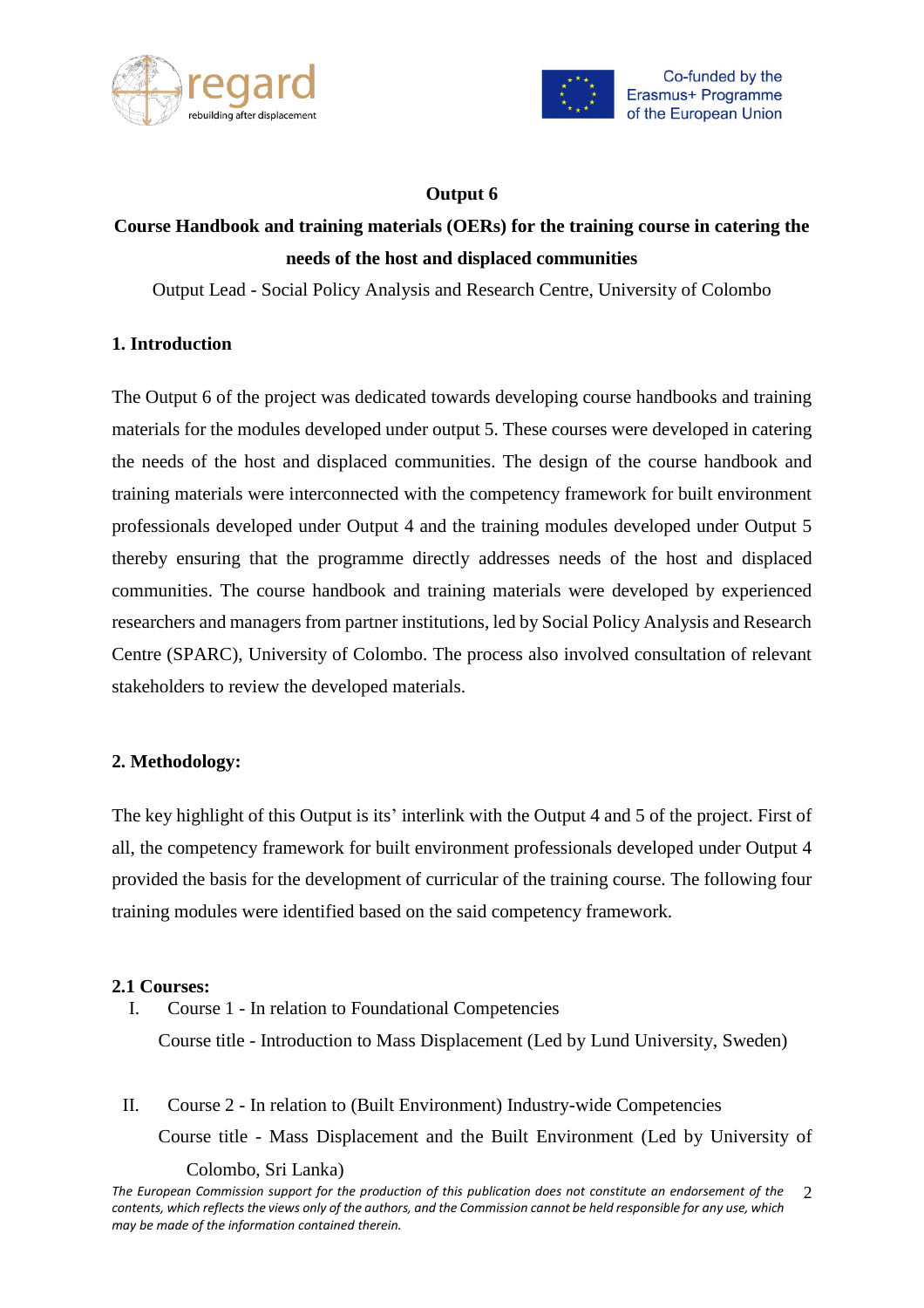**Output 6**

**Course Handbook and training materials (OERs) for the training course in catering the needs of the host and displaced communities**

Output Lead - Social Policy Analysis and Research Centre, University of Colombo

## 1. Introduction

The Output 6 of the project was dedicated towards developing course handbooks and training materials for the modules developed under output 5. These courses were developed in catering the needs of the host and displaced communities. The design of the course handbook and training materials were interconnected with the competency framework for built environment professionals developed under Output 4 and the training modules developed under Output 5 thereby ensuring that the programme directly addresses needs of the host and displaced communities. The course handbook and training materials were developed by experienced researchers and managers from partner institutions, led by Social Policy Analysis and Research Centre (SPARC), University of Colombo. The process also involved consultation of relevant stakeholders to review the developed materials.

## 2. Methodology:

The key highlight of this Output is its' interlink with the Output 4 and 5 of the project. First of all, the competency framework for built environment professionals developed under Output 4 provided the basis for the development of curricular of the training course. The following four training modules were identified based on the said competency framework.

### 2.1 Courses:

I. Course 1 - In relation to Foundational Competencies

Course title - Introduction to Mass Displacement (Led by Lund University, Sweden)

II. Course 2 - In relation to (Built Environment) Industry-wide Competencies

Course title - Mass Displacement and the Built Environment (Led by University of Colombo, Sri Lanka)

*The European Commission support for the production of this publication does not constitute an endorsement of the contents, which reflects the views only of the authors, and the Commission cannot be held responsible for any use, which may be made of the information contained therein.*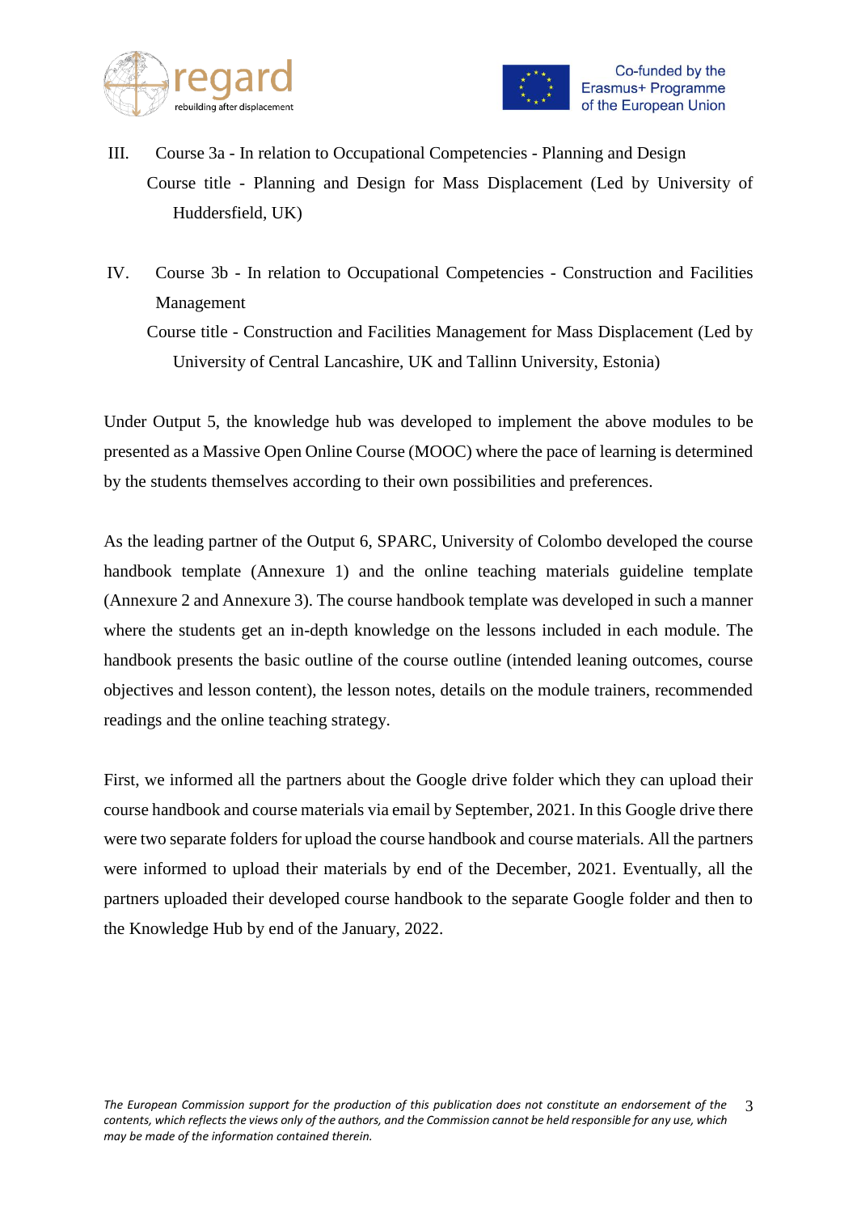III. Course 3a - In relation to Occupational Competencies - Planning and Design

Course title - Planning and Design for Mass Displacement (Led by University of Huddersfield, UK)

IV. Course 3b - In relation to Occupational Competencies - Construction and Facilities Management

Course title - Construction and Facilities Management for Mass Displacement (Led by University of Central Lancashire, UK and Tallinn University, Estonia)

Under Output 5, the knowledge hub was developed to implement the above modules to be presented as a Massive Open Online Course (MOOC) where the pace of learning is determined by the students themselves according to their own possibilities and preferences.

As the leading partner of the Output 6, SPARC, University of Colombo developed the course handbook template (Annexure 1) and the online teaching materials guideline template (Annexure 2 and Annexure 3). The course handbook template was developed in such a manner where the students get an in-depth knowledge on the lessons included in each module. The handbook presents the basic outline of the course outline (intended leaning outcomes, course objectives and lesson content), the lesson notes, details on the module trainers, recommended readings and the online teaching strategy.

First, we informed all the partners about the Google drive folder which they can upload their course handbook and course materials via email by September, 2021. In this Google drive there were two separate folders for upload the course handbook and course materials. All the partners were informed to upload their materials by end of the December, 2021. Eventually, all the partners uploaded their developed course handbook to the separate Google folder and then to the Knowledge Hub by end of the January, 2022.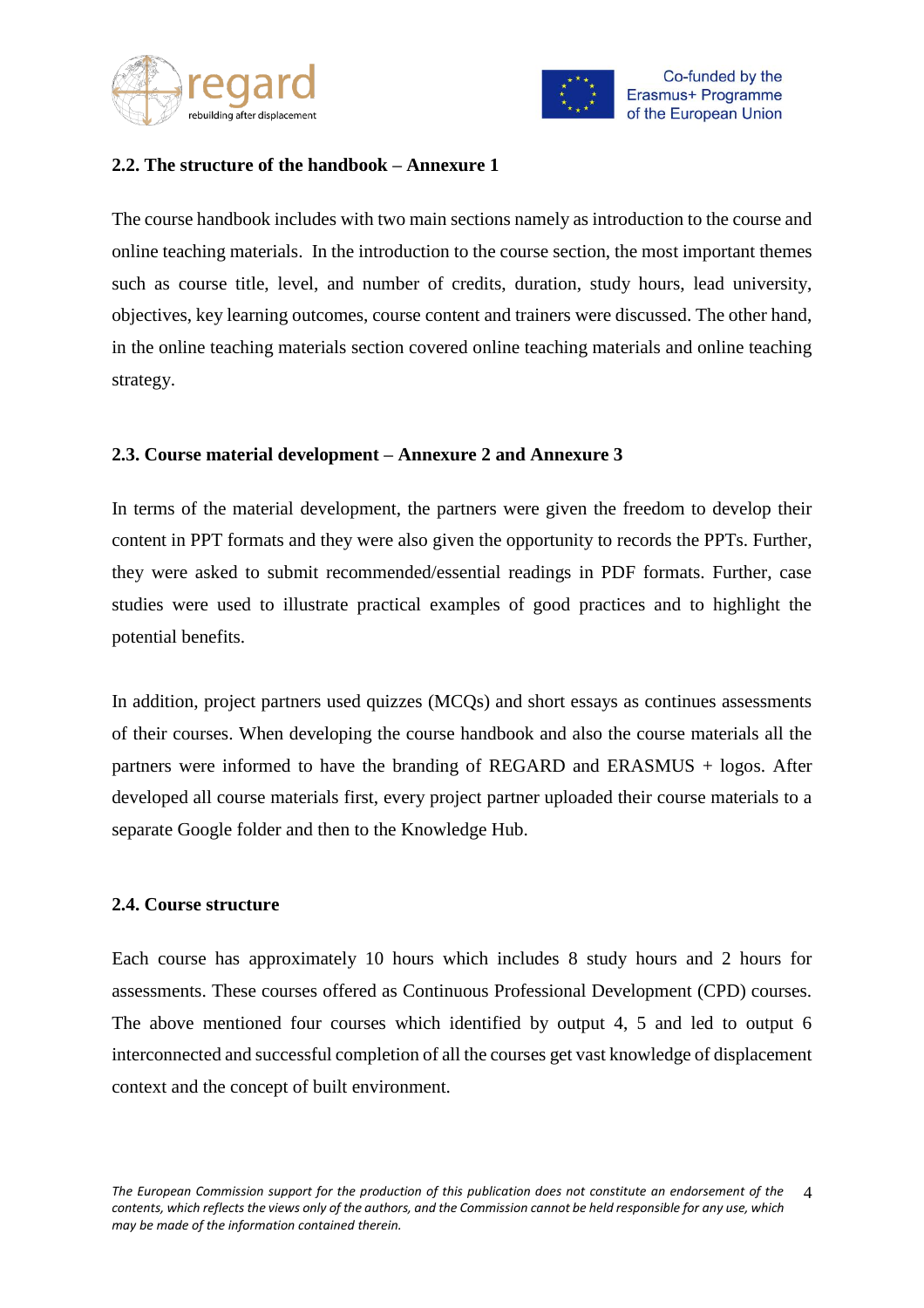### 2.2. The structure of the handbook – Annexure 1

The course handbook includes with two main sections namely as introduction to the course and online teaching materials. In the introduction to the course section, the most important themes such as course title, level, and number of credits, duration, study hours, lead university, objectives, key learning outcomes, course content and trainers were discussed. The other hand, in the online teaching materials section covered online teaching materials and online teaching strategy.

### 2.3. Course material development – Annexure 2 and Annexure 3

In terms of the material development, the partners were given the freedom to develop their content in PPT formats and they were also given the opportunity to records the PPTs. Further, they were asked to submit recommended/essential readings in PDF formats. Further, case studies were used to illustrate practical examples of good practices and to highlight the potential benefits.

In addition, project partners used quizzes (MCQs) and short essays as continues assessments of their courses. When developing the course handbook and also the course materials all the partners were informed to have the branding of REGARD and ERASMUS + logos. After developed all course materials first, every project partner uploaded their course materials to a separate Google folder and then to the Knowledge Hub.

### 2.4. Course structure

Each course has approximately 10 hours which includes 8 study hours and 2 hours for assessments. These courses offered as Continuous Professional Development (CPD) courses. The above mentioned four courses which identified by output 4, 5 and led to output 6 interconnected and successful completion of all the courses get vast knowledge of displacement context and the concept of built environment.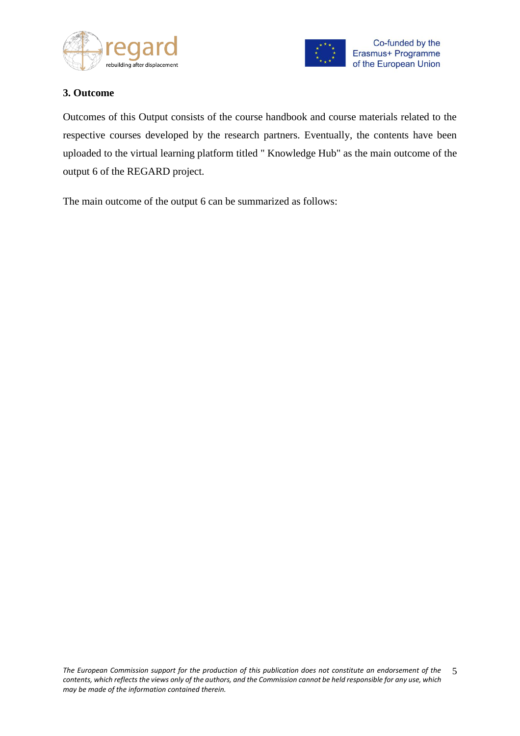### 3. Outcome

Outcomes of this Output consists of the course handbook and course materials related to the respective courses developed by the research partners. Eventually, the contents have been uploaded to the virtual learning platform titled " Knowledge Hub" as the main outcome of the output 6 of the REGARD project.

The main outcome of the output 6 can be summarized as follows: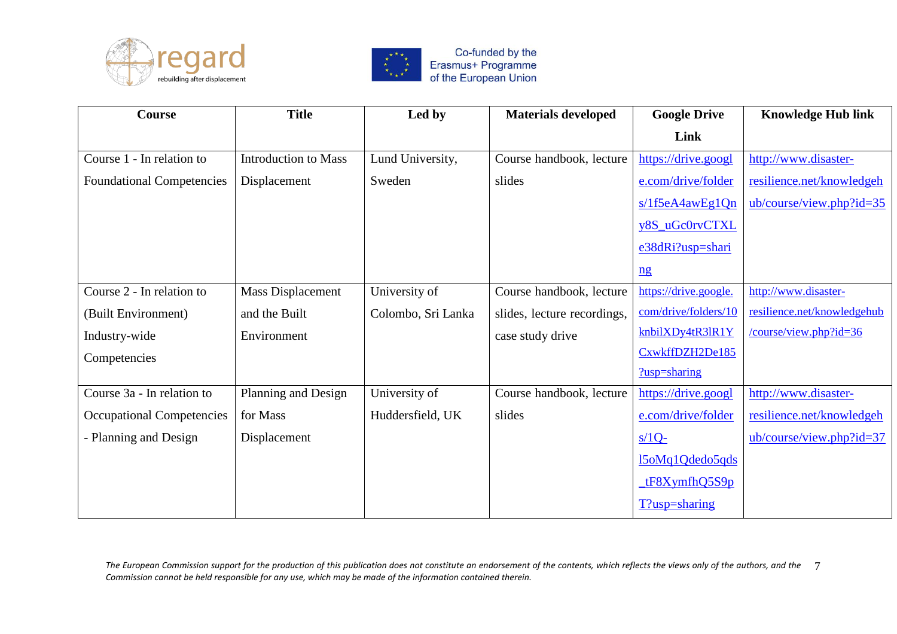| Course | Title | Led by | Materials developed | Google Drive Link | Knowledge Hub link |
|---|---|---|---|---|---|
| Course 1 - In relation to Foundational Competencies | Introduction to Mass Displacement | Lund University, Sweden | Course handbook, lecture slides | https://drive.google.com/drive/folders/1f5eA4awEg1Qny8S_uGc0rvCTXLe38dRi?usp=sharing | http://www.disaster-resilience.net/knowledgehub/course/view.php?id=35 |
| Course 2 - In relation to (Built Environment) Industry-wide Competencies | Mass Displacement and the Built Environment | University of Colombo, Sri Lanka | Course handbook, lecture slides, lecture recordings, case study drive | https://drive.google.com/drive/folders/10knbilXDy4tR3lR1YCxwkffDZH2De185?usp=sharing | http://www.disaster-resilience.net/knowledgehub/course/view.php?id=36 |
| Course 3a - In relation to Occupational Competencies - Planning and Design | Planning and Design for Mass Displacement | University of Huddersfield, UK | Course handbook, lecture slides | https://drive.google.com/drive/folders/1Q-l5oMq1Qdedo5qds_tF8XymfhQ5S9pT?usp=sharing | http://www.disaster-resilience.net/knowledgehub/course/view.php?id=37 |

*The European Commission support for the production of this publication does not constitute an endorsement of the contents, which reflects the views only of the authors, and the Commission cannot be held responsible for any use, which may be made of the information contained therein.*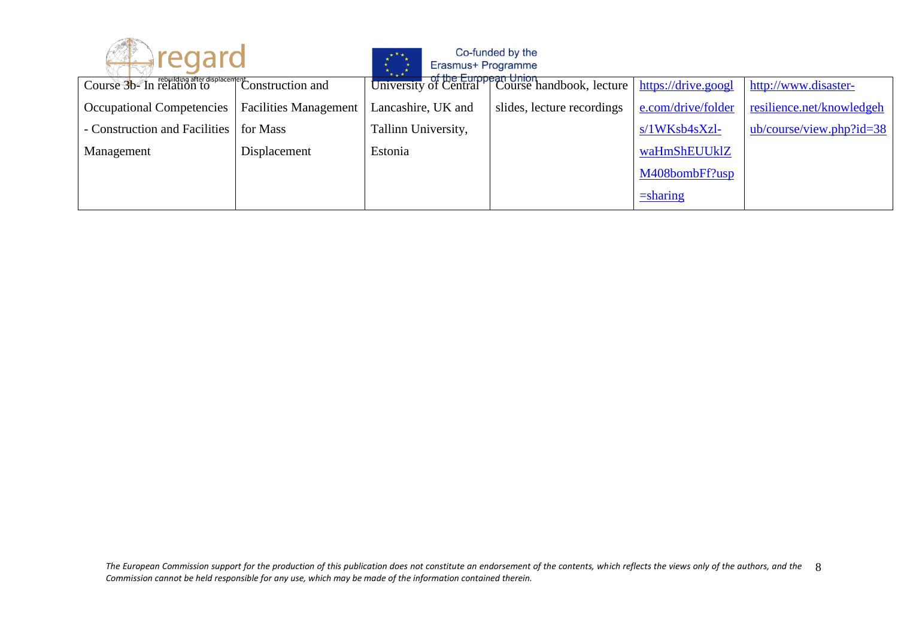| | | | | | |
|---|---|---|---|---|---|
| Course 3b- In relation to Occupational Competencies - Construction and Facilities Management | Construction and Facilities Management for Mass Displacement | University of Central Lancashire, UK and Tallinn University, Estonia | Course handbook, lecture slides, lecture recordings | https://drive.google.com/drive/folders/1WKsb4sXzl-waHmShEUUklZM408bombFf?usp=sharing | http://www.disaster-resilience.net/knowledgehub/course/view.php?id=38 |

*The European Commission support for the production of this publication does not constitute an endorsement of the contents, which reflects the views only of the authors, and the Commission cannot be held responsible for any use, which may be made of the information contained therein.*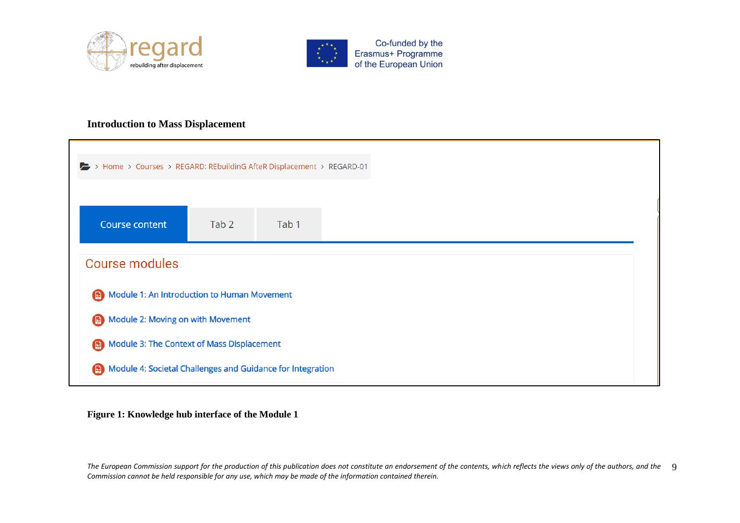**Introduction to Mass Displacement**

> Home > Courses > REGARD: REbuildinG AfteR Displacement > REGARD-01

Course content | Tab 2 | Tab 1

Course modules

- Module 1: An Introduction to Human Movement
- Module 2: Moving on with Movement
- Module 3: The Context of Mass Displacement
- Module 4: Societal Challenges and Guidance for Integration

**Figure 1: Knowledge hub interface of the Module 1**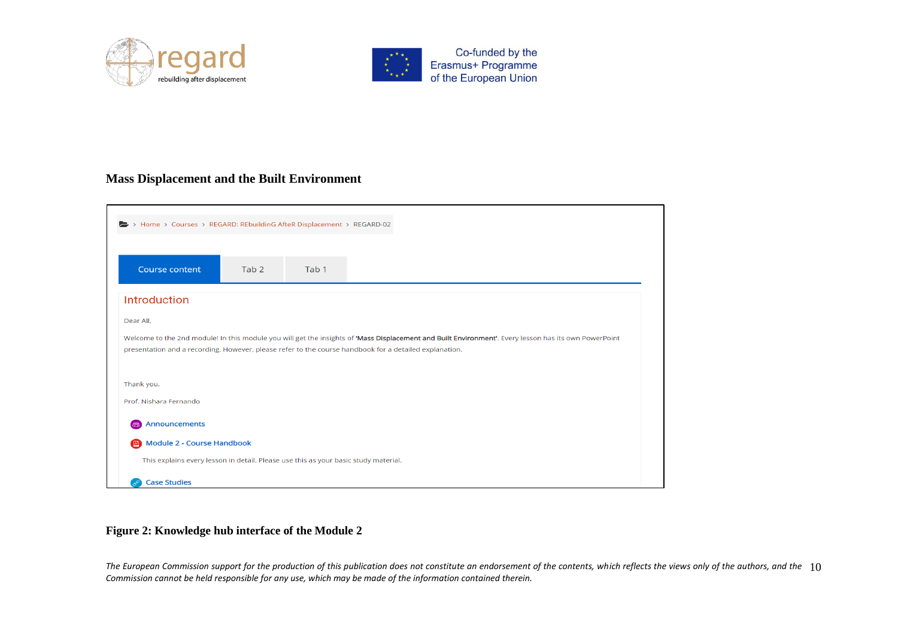**Mass Displacement and the Built Environment**

> Home > Courses > REGARD: REbuildinG AfteR Displacement > REGARD-02

Course content | Tab 2 | Tab 1

Introduction

Dear All,

Welcome to the 2nd module! In this module you will get the insights of **'Mass Displacement and Built Environment'**. Every lesson has its own PowerPoint presentation and a recording. However, please refer to the course handbook for a detailed explanation.

Thank you.

Prof. Nishara Fernando

Announcements

Module 2 - Course Handbook

This explains every lesson in detail. Please use this as your basic study material.

Case Studies

**Figure 2: Knowledge hub interface of the Module 2**

*The European Commission support for the production of this publication does not constitute an endorsement of the contents, which reflects the views only of the authors, and the Commission cannot be held responsible for any use, which may be made of the information contained therein.*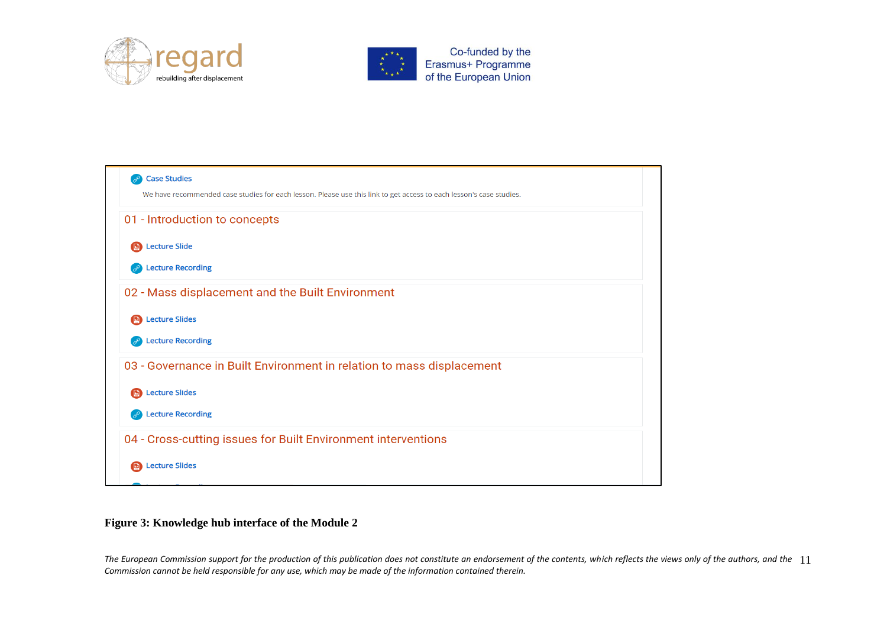Case Studies

We have recommended case studies for each lesson. Please use this link to get access to each lesson's case studies.

01 - Introduction to concepts

Lecture Slide

Lecture Recording

02 - Mass displacement and the Built Environment

Lecture Slides

Lecture Recording

03 - Governance in Built Environment in relation to mass displacement

Lecture Slides

Lecture Recording

04 - Cross-cutting issues for Built Environment interventions

Lecture Slides

**Figure 3: Knowledge hub interface of the Module 2**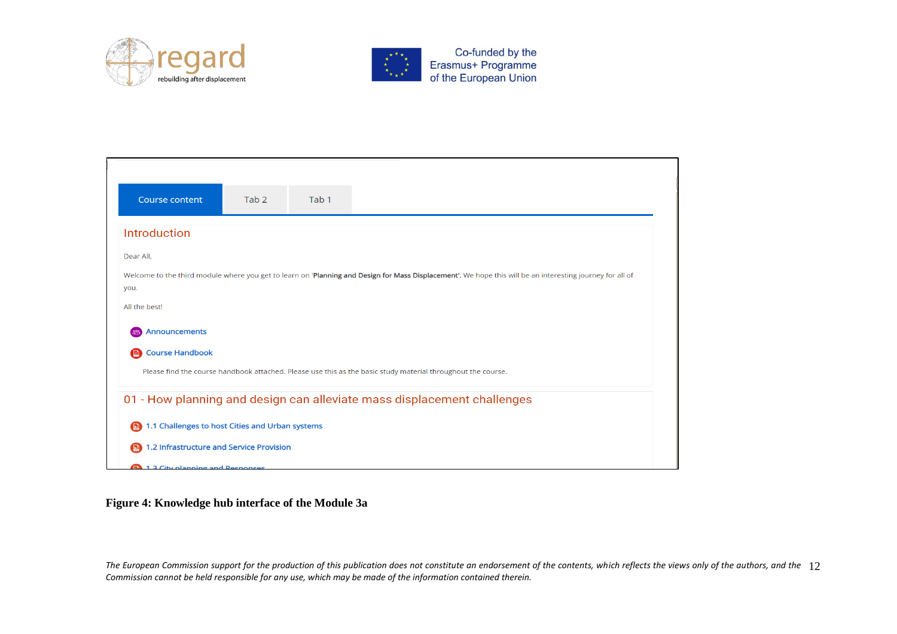Course content | Tab 2 | Tab 1

Introduction

Dear All,

Welcome to the third module where you get to learn on '**Planning and Design for Mass Displacement**'. We hope this will be an interesting journey for all of you.

All the best!

Announcements

Course Handbook

Please find the course handbook attached. Please use this as the basic study material throughout the course.

01 - How planning and design can alleviate mass displacement challenges

1.1 Challenges to host Cities and Urban systems

1.2 Infrastructure and Service Provision

1.3 City planning and Responses

**Figure 4: Knowledge hub interface of the Module 3a**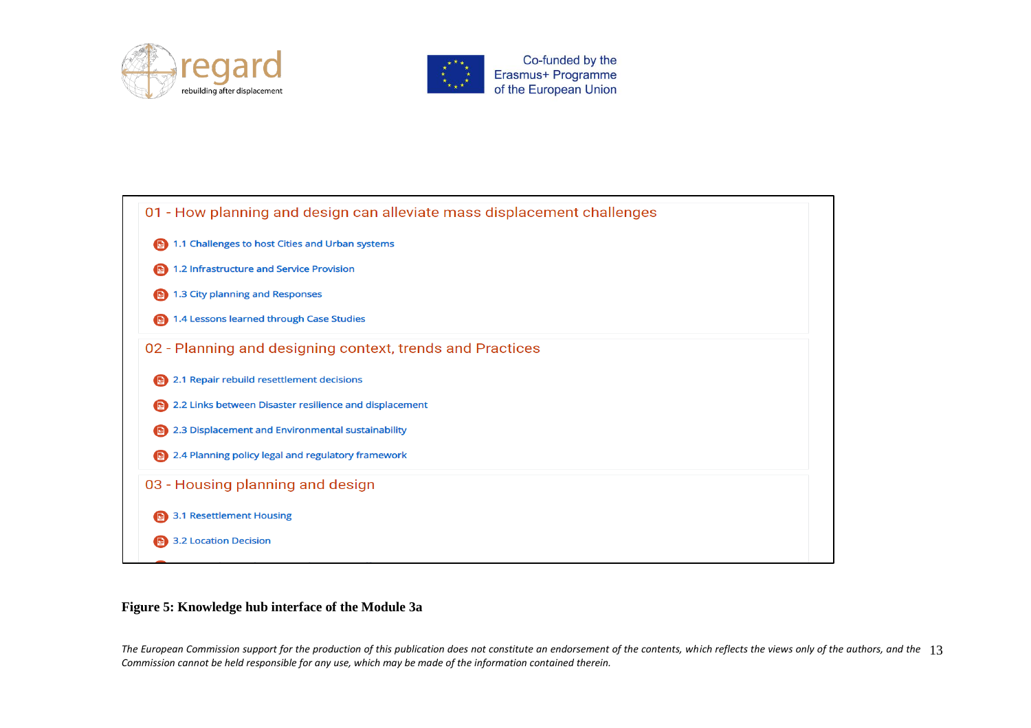01 - How planning and design can alleviate mass displacement challenges

- 1.1 Challenges to host Cities and Urban systems
- 1.2 Infrastructure and Service Provision
- 1.3 City planning and Responses
- 1.4 Lessons learned through Case Studies

02 - Planning and designing context, trends and Practices

- 2.1 Repair rebuild resettlement decisions
- 2.2 Links between Disaster resilience and displacement
- 2.3 Displacement and Environmental sustainability
- 2.4 Planning policy legal and regulatory framework

03 - Housing planning and design

- 3.1 Resettlement Housing
- 3.2 Location Decision

**Figure 5: Knowledge hub interface of the Module 3a**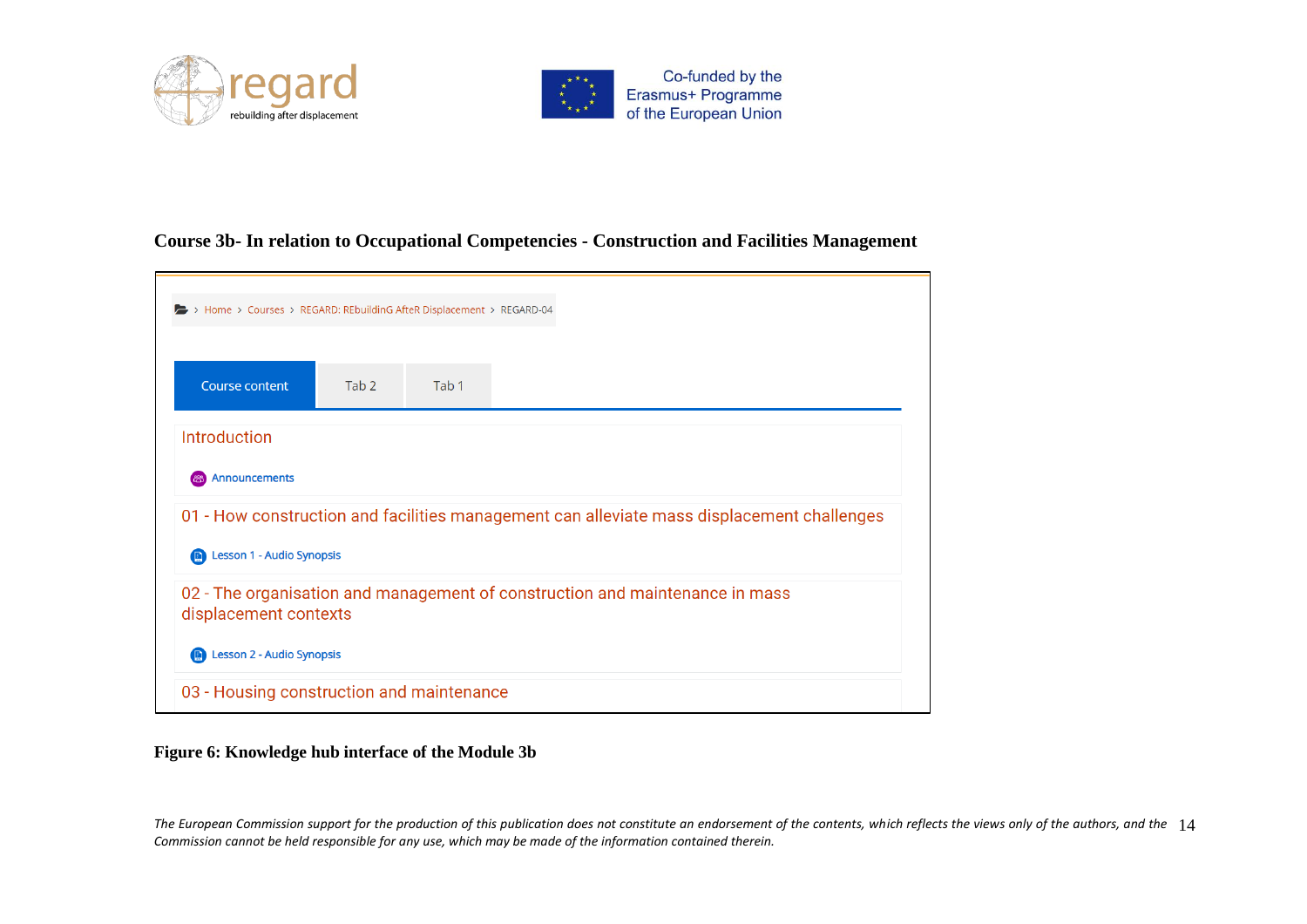**Course 3b- In relation to Occupational Competencies - Construction and Facilities Management**

Home > Courses > REGARD: REbuildinG AfteR Displacement > REGARD-04

Course content | Tab 2 | Tab 1

Introduction

Announcements

01 - How construction and facilities management can alleviate mass displacement challenges

Lesson 1 - Audio Synopsis

02 - The organisation and management of construction and maintenance in mass displacement contexts

Lesson 2 - Audio Synopsis

03 - Housing construction and maintenance

**Figure 6: Knowledge hub interface of the Module 3b**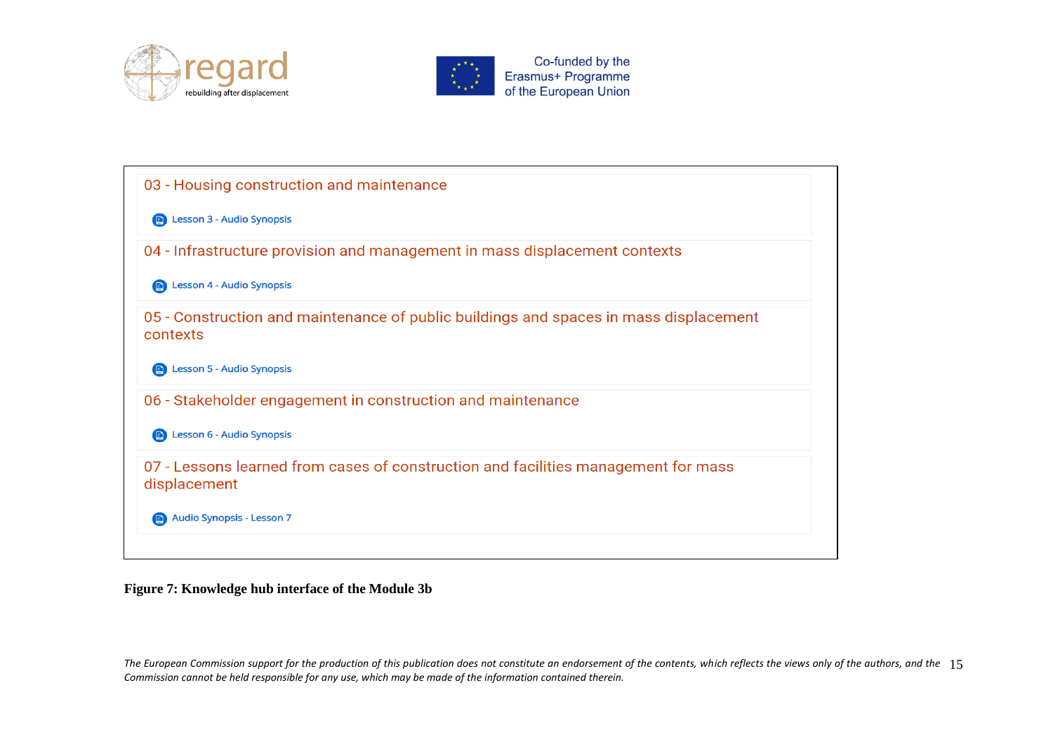03 - Housing construction and maintenance

Lesson 3 - Audio Synopsis

04 - Infrastructure provision and management in mass displacement contexts

Lesson 4 - Audio Synopsis

05 - Construction and maintenance of public buildings and spaces in mass displacement contexts

Lesson 5 - Audio Synopsis

06 - Stakeholder engagement in construction and maintenance

Lesson 6 - Audio Synopsis

07 - Lessons learned from cases of construction and facilities management for mass displacement

Audio Synopsis - Lesson 7

**Figure 7: Knowledge hub interface of the Module 3b**

*The European Commission support for the production of this publication does not constitute an endorsement of the contents, which reflects the views only of the authors, and the Commission cannot be held responsible for any use, which may be made of the information contained therein.*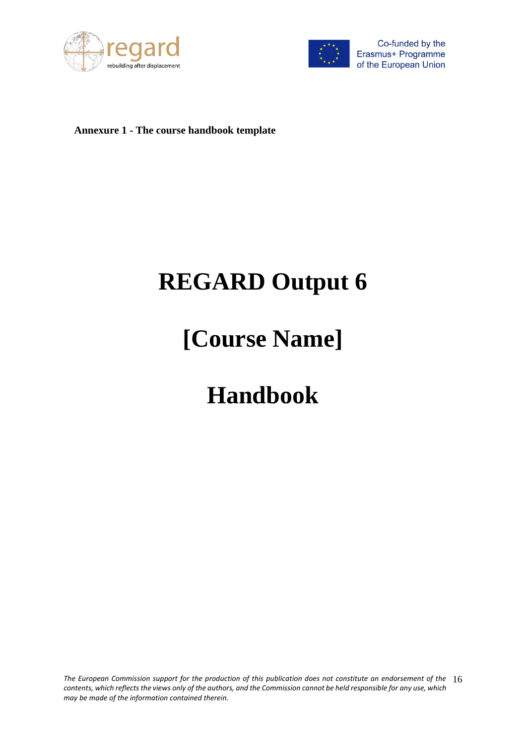**Annexure 1 - The course handbook template**

# REGARD Output 6

# [Course Name]

# Handbook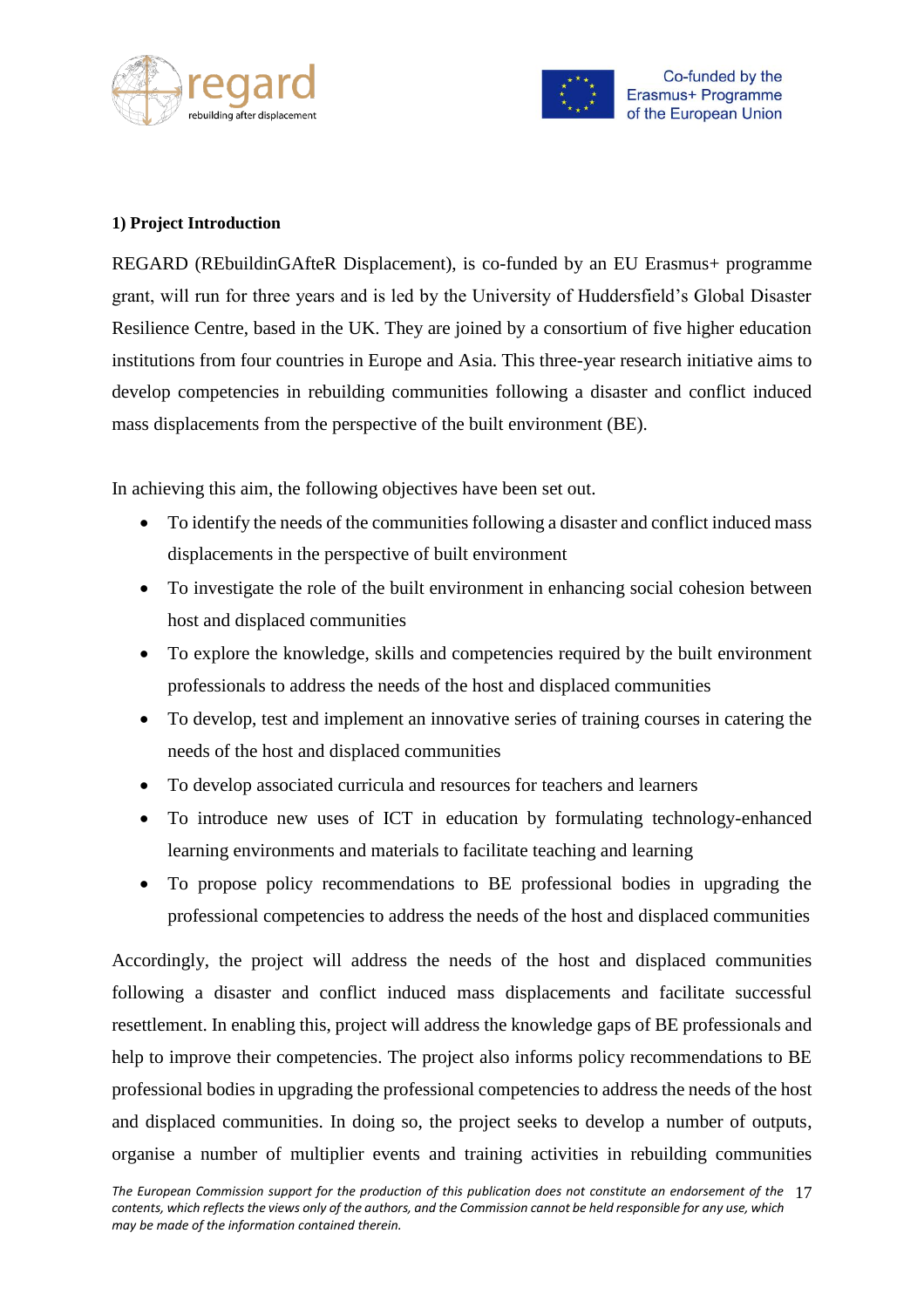**1) Project Introduction**

REGARD (REbuildinGAfteR Displacement), is co-funded by an EU Erasmus+ programme grant, will run for three years and is led by the University of Huddersfield's Global Disaster Resilience Centre, based in the UK. They are joined by a consortium of five higher education institutions from four countries in Europe and Asia. This three-year research initiative aims to develop competencies in rebuilding communities following a disaster and conflict induced mass displacements from the perspective of the built environment (BE).

In achieving this aim, the following objectives have been set out.

- To identify the needs of the communities following a disaster and conflict induced mass displacements in the perspective of built environment
- To investigate the role of the built environment in enhancing social cohesion between host and displaced communities
- To explore the knowledge, skills and competencies required by the built environment professionals to address the needs of the host and displaced communities
- To develop, test and implement an innovative series of training courses in catering the needs of the host and displaced communities
- To develop associated curricula and resources for teachers and learners
- To introduce new uses of ICT in education by formulating technology-enhanced learning environments and materials to facilitate teaching and learning
- To propose policy recommendations to BE professional bodies in upgrading the professional competencies to address the needs of the host and displaced communities

Accordingly, the project will address the needs of the host and displaced communities following a disaster and conflict induced mass displacements and facilitate successful resettlement. In enabling this, project will address the knowledge gaps of BE professionals and help to improve their competencies. The project also informs policy recommendations to BE professional bodies in upgrading the professional competencies to address the needs of the host and displaced communities. In doing so, the project seeks to develop a number of outputs, organise a number of multiplier events and training activities in rebuilding communities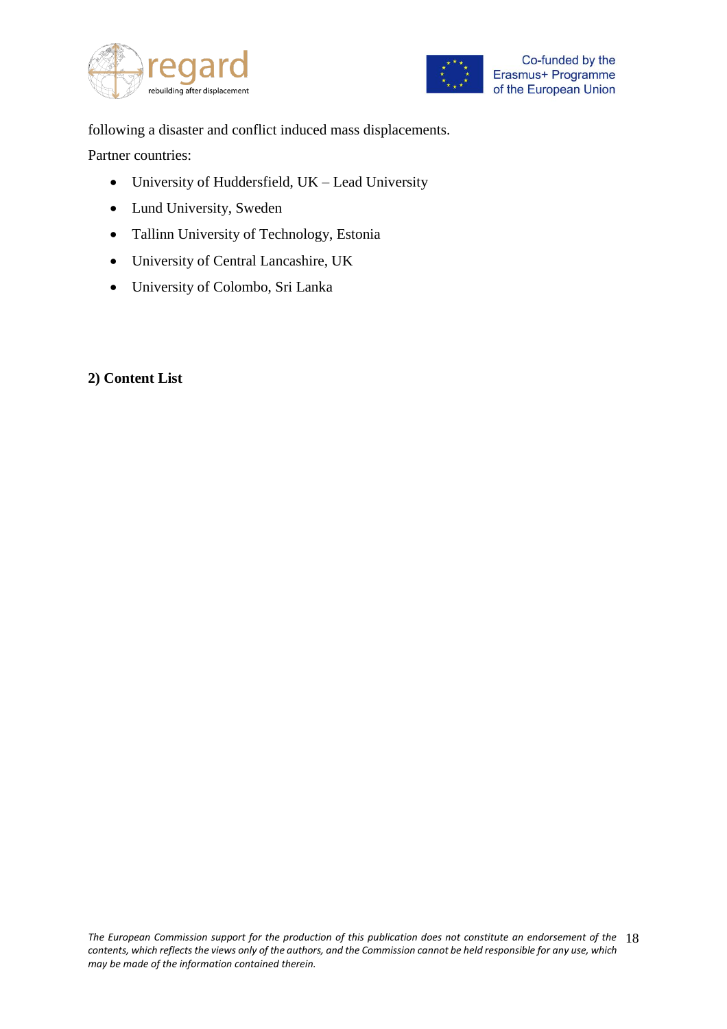following a disaster and conflict induced mass displacements.

Partner countries:

- University of Huddersfield, UK – Lead University
- Lund University, Sweden
- Tallinn University of Technology, Estonia
- University of Central Lancashire, UK
- University of Colombo, Sri Lanka

**2) Content List**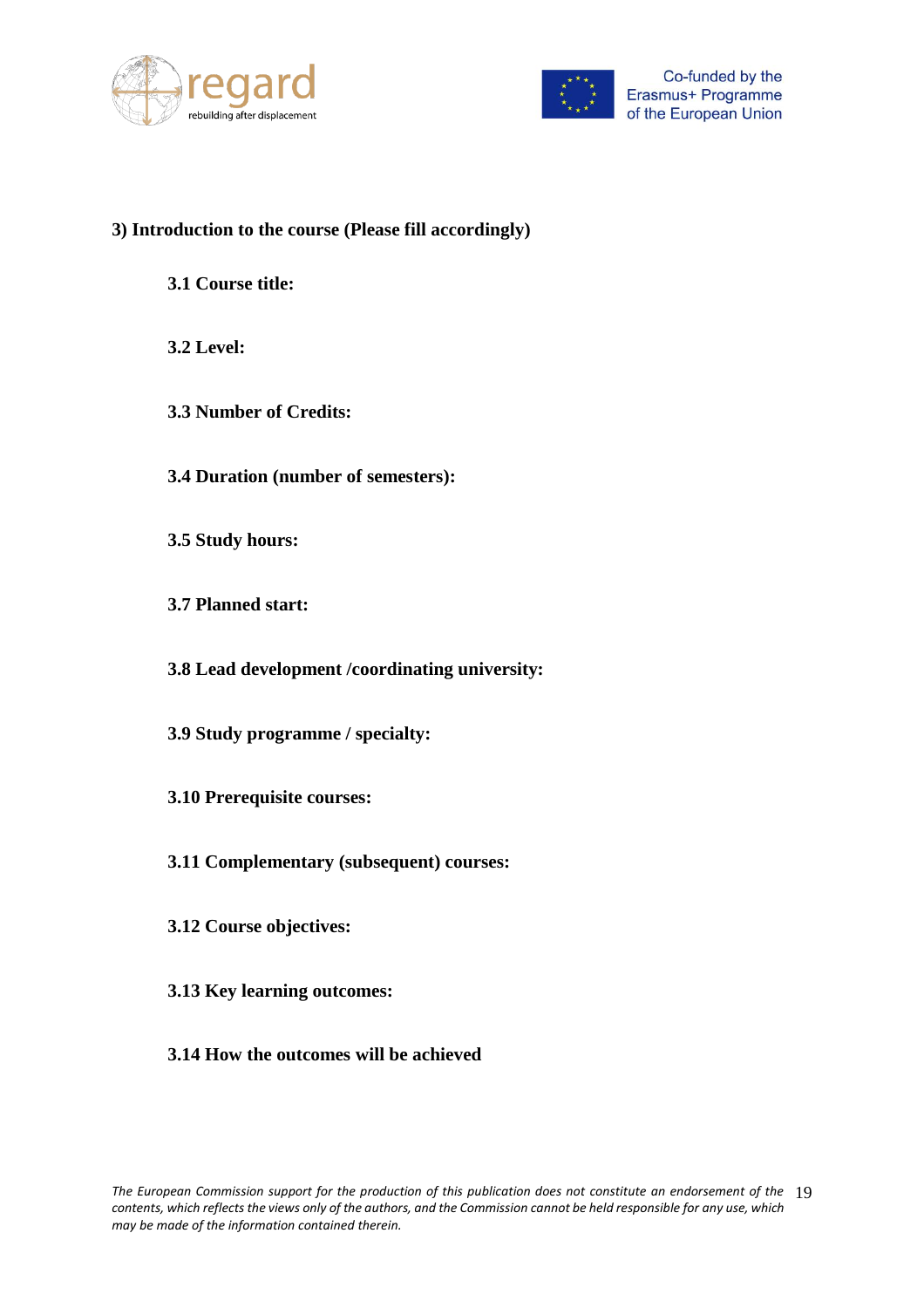### 3) Introduction to the course (Please fill accordingly)

**3.1 Course title:**

**3.2 Level:**

**3.3 Number of Credits:**

**3.4 Duration (number of semesters):**

**3.5 Study hours:**

**3.7 Planned start:**

**3.8 Lead development /coordinating university:**

**3.9 Study programme / specialty:**

**3.10 Prerequisite courses:**

**3.11 Complementary (subsequent) courses:**

**3.12 Course objectives:**

**3.13 Key learning outcomes:**

**3.14 How the outcomes will be achieved**

*The European Commission support for the production of this publication does not constitute an endorsement of the contents, which reflects the views only of the authors, and the Commission cannot be held responsible for any use, which may be made of the information contained therein.*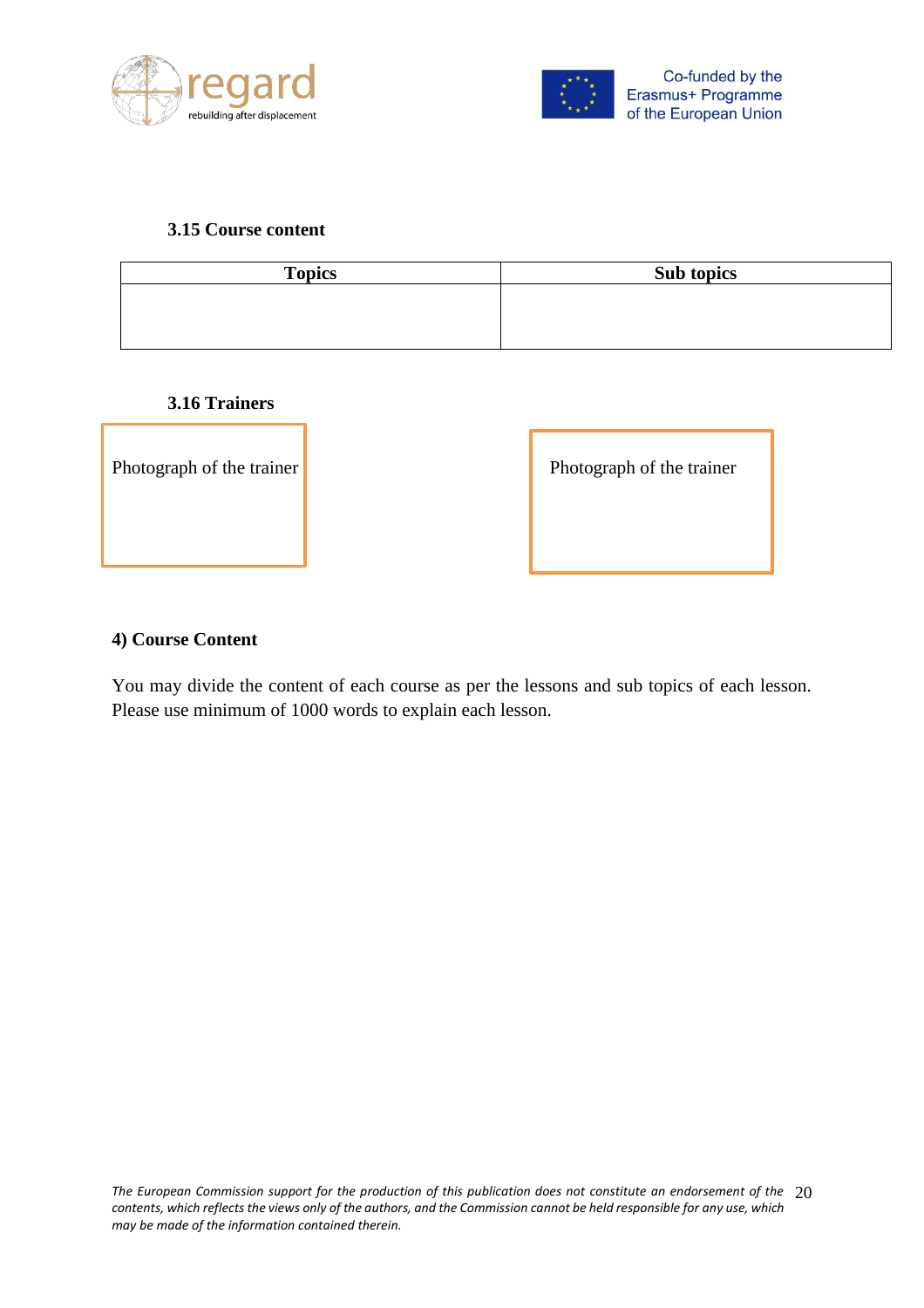### 3.15 Course content

| Topics | Sub topics |
| --- | --- |
| | |

### 3.16 Trainers

Photograph of the trainer

Photograph of the trainer

## 4) Course Content

You may divide the content of each course as per the lessons and sub topics of each lesson. Please use minimum of 1000 words to explain each lesson.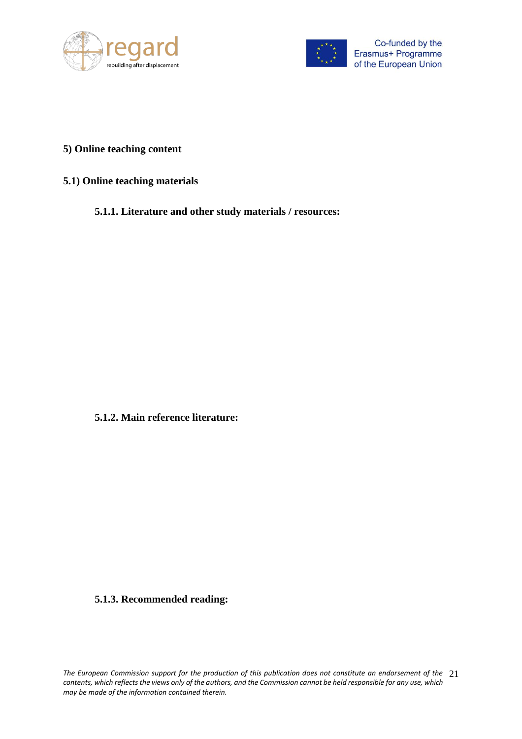## 5) Online teaching content

### 5.1) Online teaching materials

#### 5.1.1. Literature and other study materials / resources:

#### 5.1.2. Main reference literature:

#### 5.1.3. Recommended reading: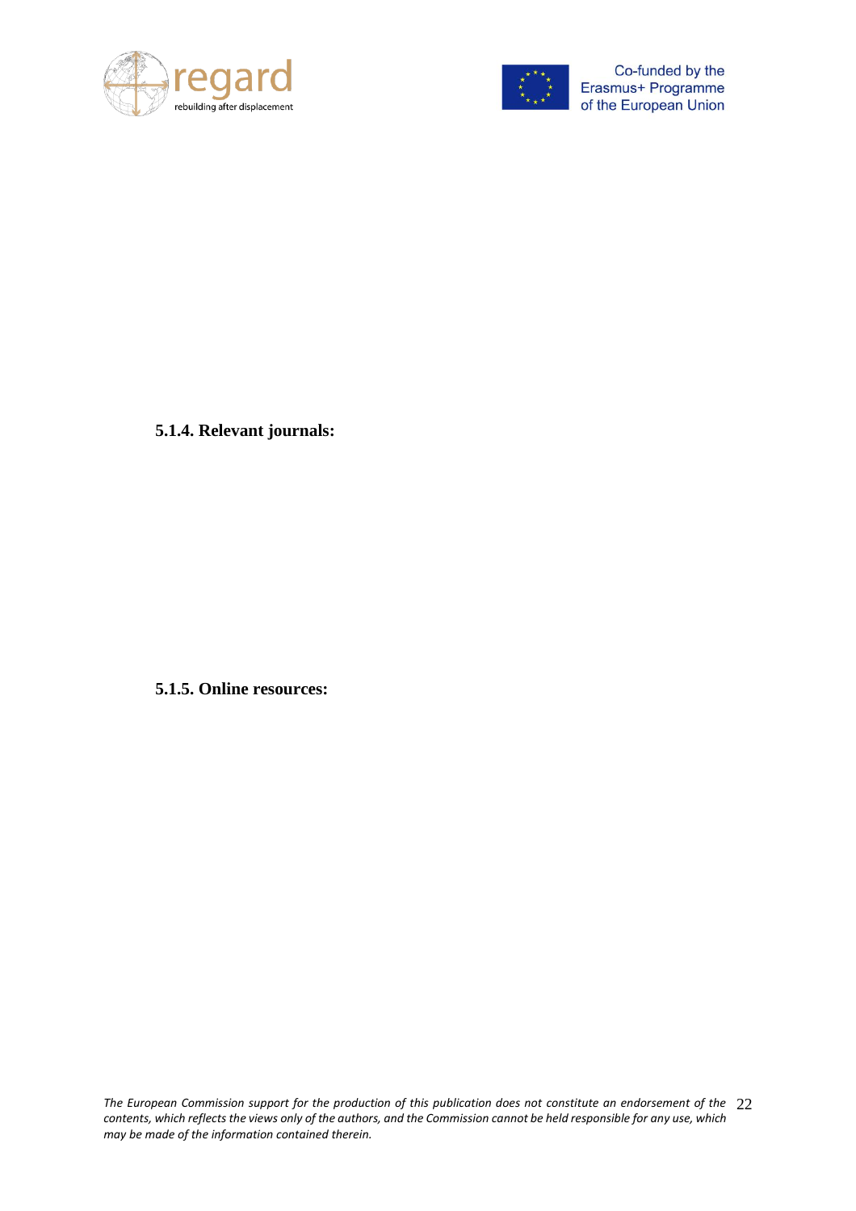#### 5.1.4. Relevant journals:

#### 5.1.5. Online resources: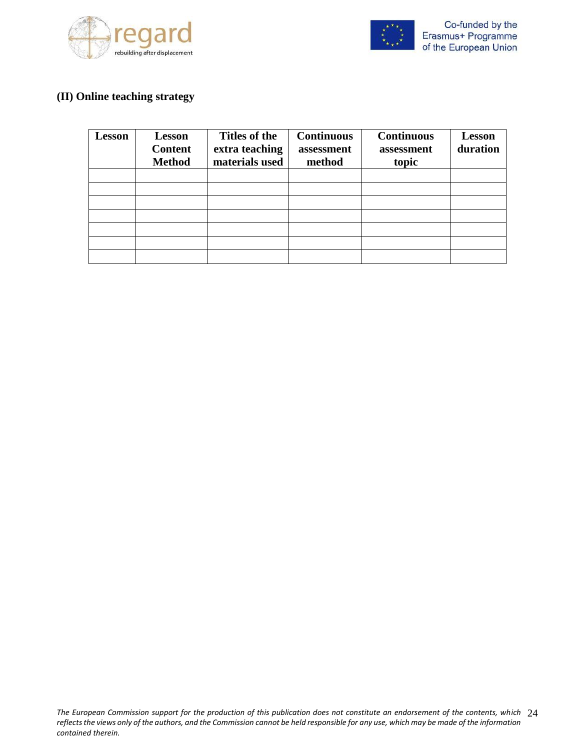**(II) Online teaching strategy**

| Lesson | Lesson Content Method | Titles of the extra teaching materials used | Continuous assessment method | Continuous assessment topic | Lesson duration |
|---|---|---|---|---|---|
| | | | | | |
| | | | | | |
| | | | | | |
| | | | | | |
| | | | | | |
| | | | | | |
| | | | | | |

*The European Commission support for the production of this publication does not constitute an endorsement of the contents, which reflects the views only of the authors, and the Commission cannot be held responsible for any use, which may be made of the information contained therein.*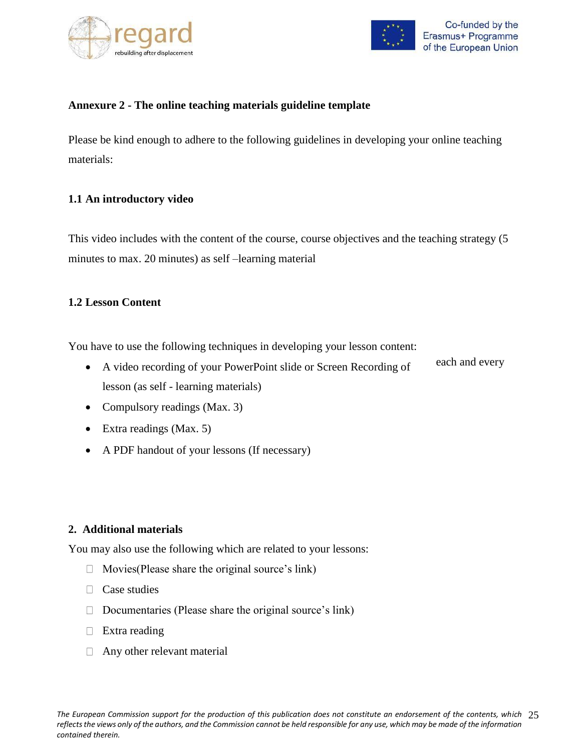**Annexure 2 - The online teaching materials guideline template**

Please be kind enough to adhere to the following guidelines in developing your online teaching materials:

**1.1 An introductory video**

This video includes with the content of the course, course objectives and the teaching strategy (5 minutes to max. 20 minutes) as self –learning material

**1.2 Lesson Content**

You have to use the following techniques in developing your lesson content:

- A video recording of your PowerPoint slide or Screen Recording of each and every lesson (as self - learning materials)
- Compulsory readings (Max. 3)
- Extra readings (Max. 5)
- A PDF handout of your lessons (If necessary)

**2. Additional materials**

You may also use the following which are related to your lessons:

- Movies(Please share the original source's link)
- Case studies
- Documentaries (Please share the original source's link)
- Extra reading
- Any other relevant material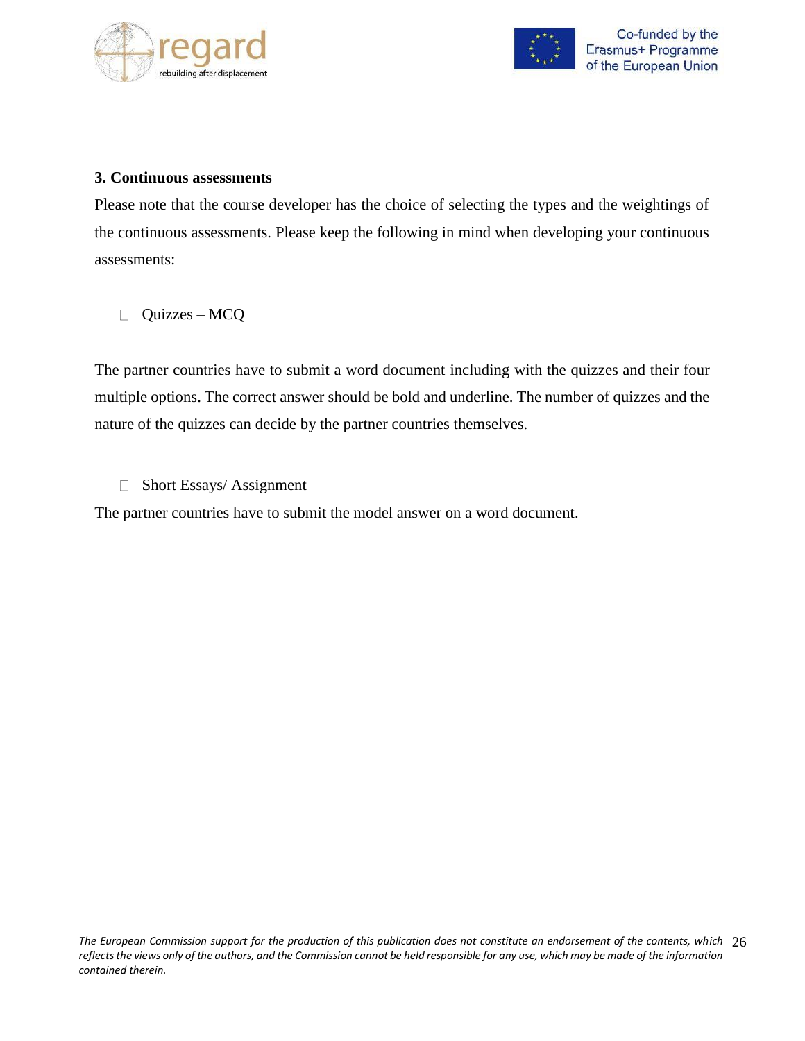### 3. Continuous assessments

Please note that the course developer has the choice of selecting the types and the weightings of the continuous assessments. Please keep the following in mind when developing your continuous assessments:

- Quizzes – MCQ

The partner countries have to submit a word document including with the quizzes and their four multiple options. The correct answer should be bold and underline. The number of quizzes and the nature of the quizzes can decide by the partner countries themselves.

- Short Essays/ Assignment

The partner countries have to submit the model answer on a word document.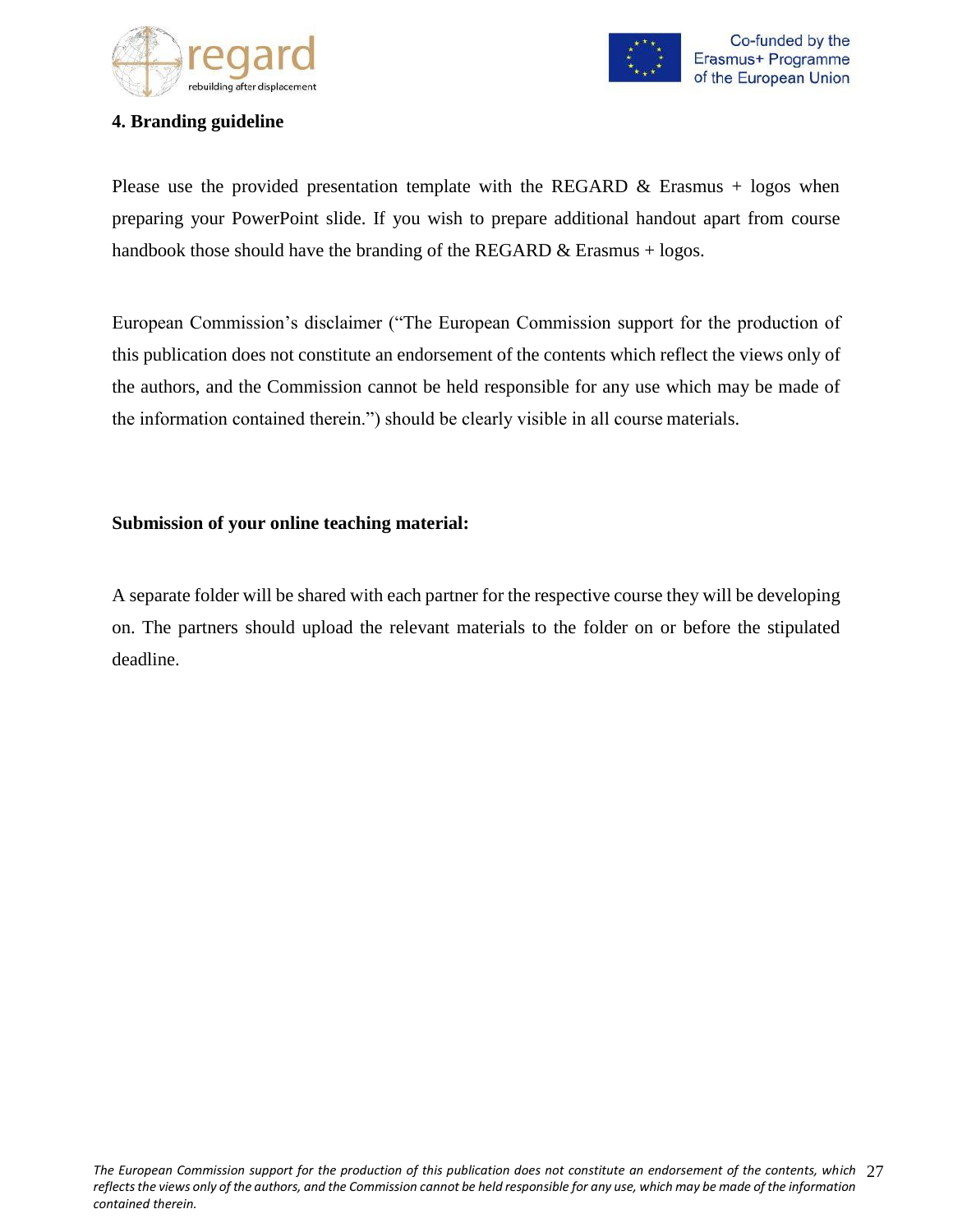## 4. Branding guideline

Please use the provided presentation template with the REGARD & Erasmus + logos when preparing your PowerPoint slide. If you wish to prepare additional handout apart from course handbook those should have the branding of the REGARD & Erasmus + logos.

European Commission's disclaimer ("The European Commission support for the production of this publication does not constitute an endorsement of the contents which reflect the views only of the authors, and the Commission cannot be held responsible for any use which may be made of the information contained therein.") should be clearly visible in all course materials.

**Submission of your online teaching material:**

A separate folder will be shared with each partner for the respective course they will be developing on. The partners should upload the relevant materials to the folder on or before the stipulated deadline.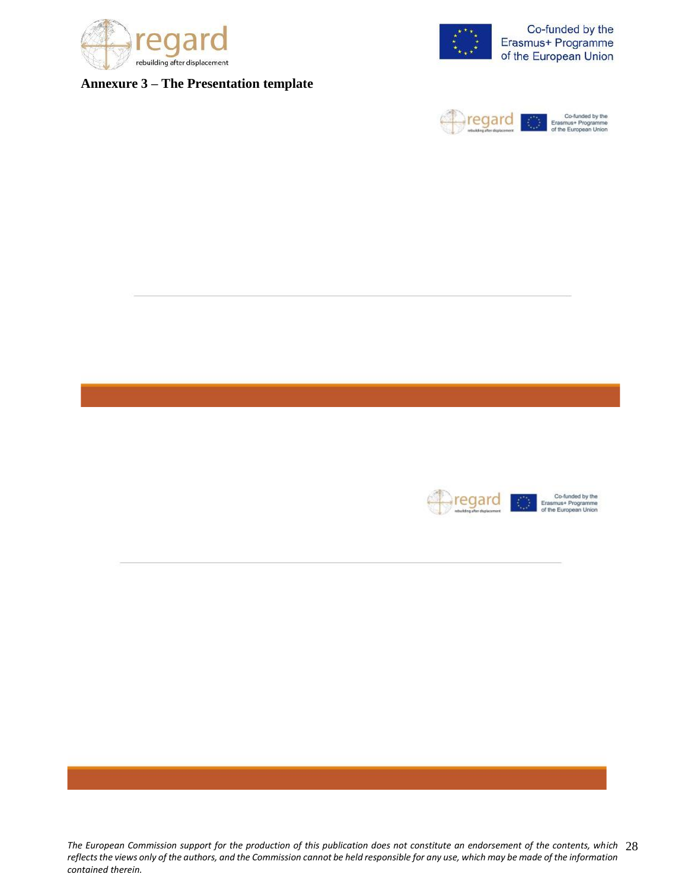**Annexure 3 – The Presentation template**